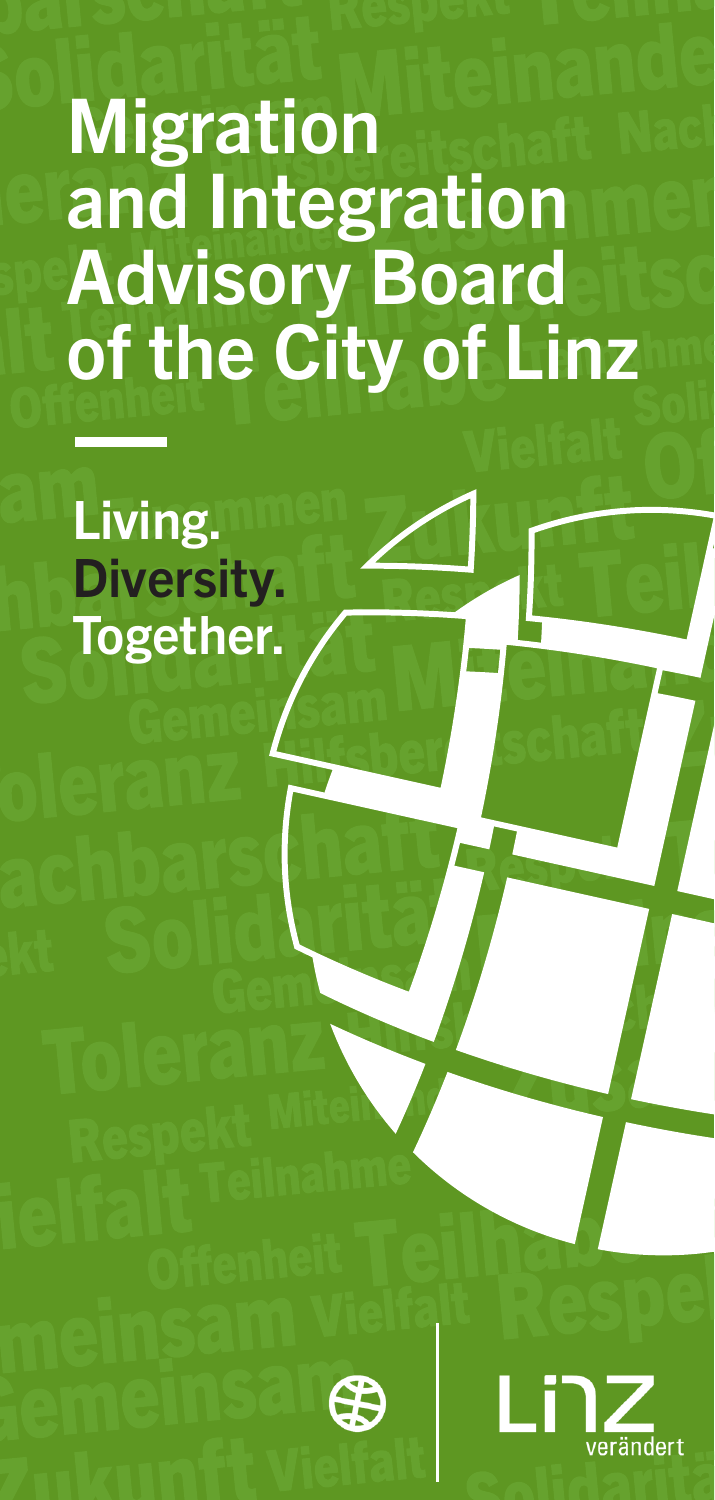# Migration and Integration Advisory Board of the City of Linz

Living.
Diversity.
Together.

Linz verändert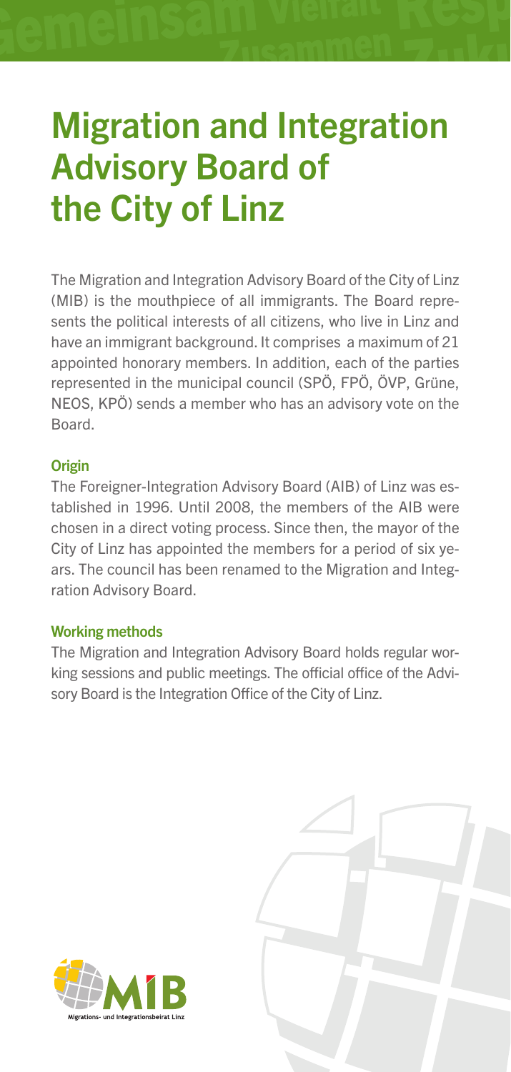# Migration and Integration Advisory Board of the City of Linz

The Migration and Integration Advisory Board of the City of Linz (MIB) is the mouthpiece of all immigrants. The Board represents the political interests of all citizens, who live in Linz and have an immigrant background. It comprises a maximum of 21 appointed honorary members. In addition, each of the parties represented in the municipal council (SPÖ, FPÖ, ÖVP, Grüne, NEOS, KPÖ) sends a member who has an advisory vote on the Board.

## Origin

The Foreigner-Integration Advisory Board (AIB) of Linz was established in 1996. Until 2008, the members of the AIB were chosen in a direct voting process. Since then, the mayor of the City of Linz has appointed the members for a period of six years. The council has been renamed to the Migration and Integration Advisory Board.

## Working methods

The Migration and Integration Advisory Board holds regular working sessions and public meetings. The official office of the Advisory Board is the Integration Office of the City of Linz.

MIB

Migrations- und Integrationsbeirat Linz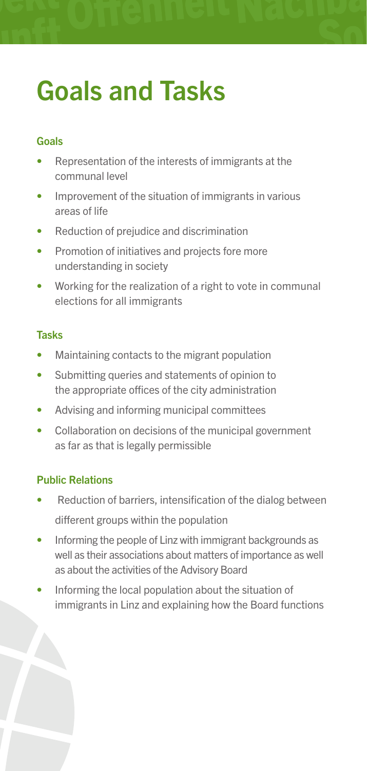# Goals and Tasks

### Goals

- Representation of the interests of immigrants at the communal level
- Improvement of the situation of immigrants in various areas of life
- Reduction of prejudice and discrimination
- Promotion of initiatives and projects fore more understanding in society
- Working for the realization of a right to vote in communal elections for all immigrants

### Tasks

- Maintaining contacts to the migrant population
- Submitting queries and statements of opinion to the appropriate offices of the city administration
- Advising and informing municipal committees
- Collaboration on decisions of the municipal government as far as that is legally permissible

### Public Relations

- Reduction of barriers, intensification of the dialog between different groups within the population
- Informing the people of Linz with immigrant backgrounds as well as their associations about matters of importance as well as about the activities of the Advisory Board
- Informing the local population about the situation of immigrants in Linz and explaining how the Board functions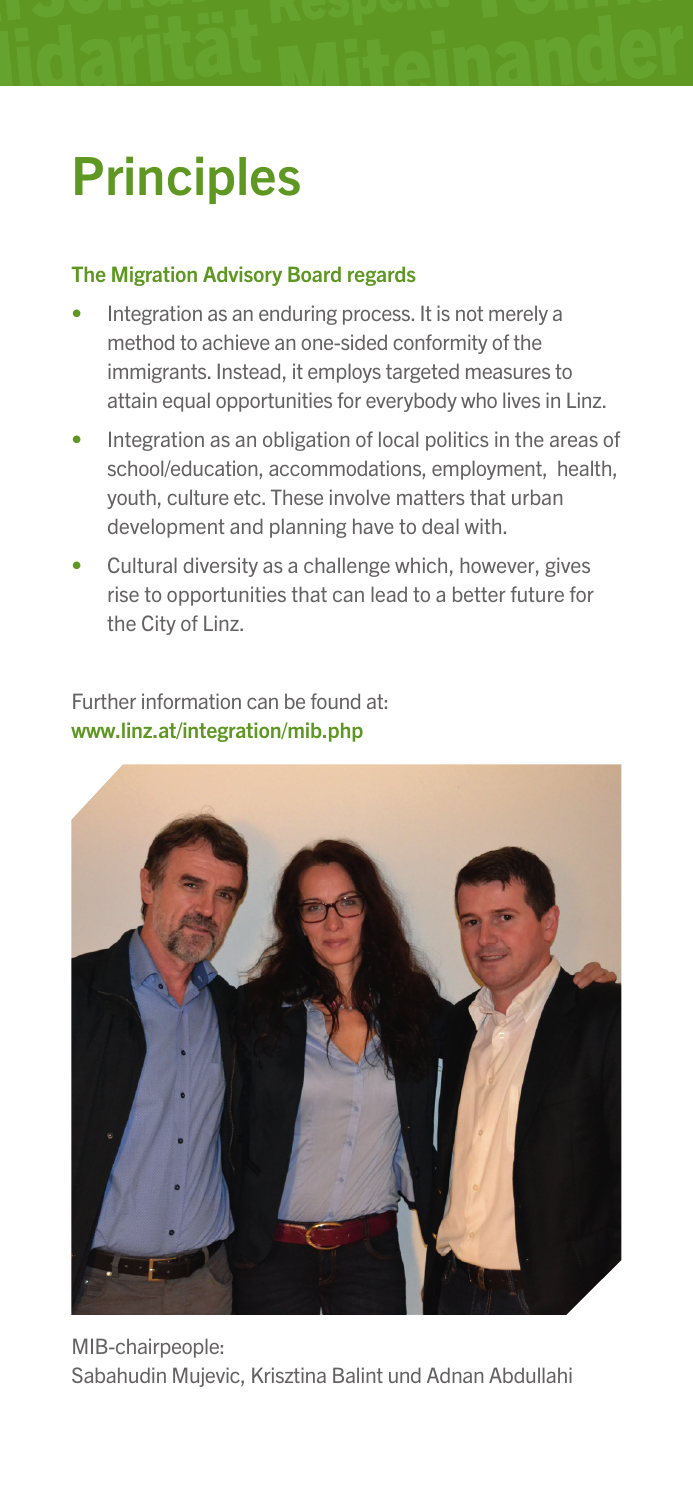# Principles

**The Migration Advisory Board regards**

- Integration as an enduring process. It is not merely a method to achieve an one-sided conformity of the immigrants. Instead, it employs targeted measures to attain equal opportunities for everybody who lives in Linz.
- Integration as an obligation of local politics in the areas of school/education, accommodations, employment, health, youth, culture etc. These involve matters that urban development and planning have to deal with.
- Cultural diversity as a challenge which, however, gives rise to opportunities that can lead to a better future for the City of Linz.

Further information can be found at:
**www.linz.at/integration/mib.php**

MIB-chairpeople:
Sabahudin Mujevic, Krisztina Balint und Adnan Abdullahi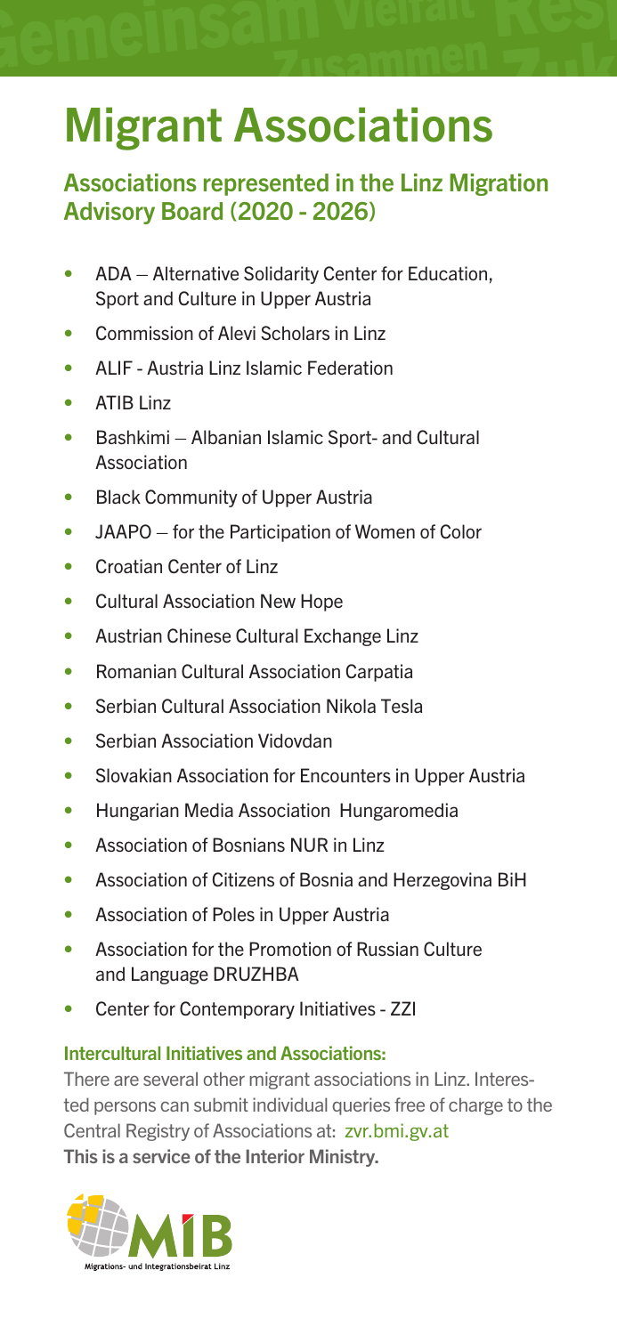# Migrant Associations

## Associations represented in the Linz Migration Advisory Board (2020 - 2026)

- ADA – Alternative Solidarity Center for Education, Sport and Culture in Upper Austria
- Commission of Alevi Scholars in Linz
- ALIF - Austria Linz Islamic Federation
- ATIB Linz
- Bashkimi – Albanian Islamic Sport- and Cultural Association
- Black Community of Upper Austria
- JAAPO – for the Participation of Women of Color
- Croatian Center of Linz
- Cultural Association New Hope
- Austrian Chinese Cultural Exchange Linz
- Romanian Cultural Association Carpatia
- Serbian Cultural Association Nikola Tesla
- Serbian Association Vidovdan
- Slovakian Association for Encounters in Upper Austria
- Hungarian Media Association Hungaromedia
- Association of Bosnians NUR in Linz
- Association of Citizens of Bosnia and Herzegovina BiH
- Association of Poles in Upper Austria
- Association for the Promotion of Russian Culture and Language DRUZHBA
- Center for Contemporary Initiatives - ZZI

### Intercultural Initiatives and Associations:

There are several other migrant associations in Linz. Interested persons can submit individual queries free of charge to the Central Registry of Associations at: zvr.bmi.gv.at

**This is a service of the Interior Ministry.**

MIB

Migrations- und Integrationsbeirat Linz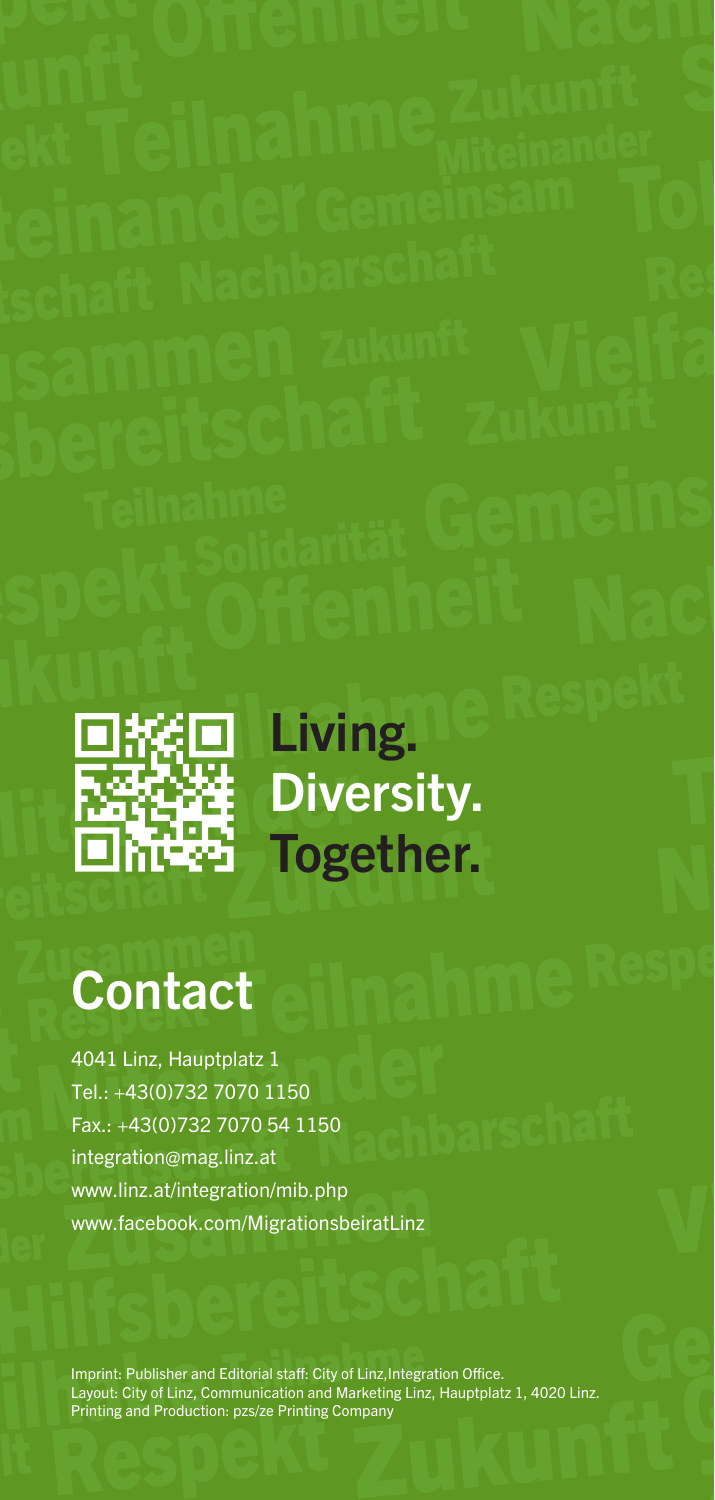Living.
Diversity.
Together.

## Contact

4041 Linz, Hauptplatz 1
Tel.: +43(0)732 7070 1150
Fax.: +43(0)732 7070 54 1150
integration@mag.linz.at
www.linz.at/integration/mib.php
www.facebook.com/MigrationsbeiratLinz

Imprint: Publisher and Editorial staff: City of Linz,Integration Office.
Layout: City of Linz, Communication and Marketing Linz, Hauptplatz 1, 4020 Linz.
Printing and Production: pzs/ze Printing Company